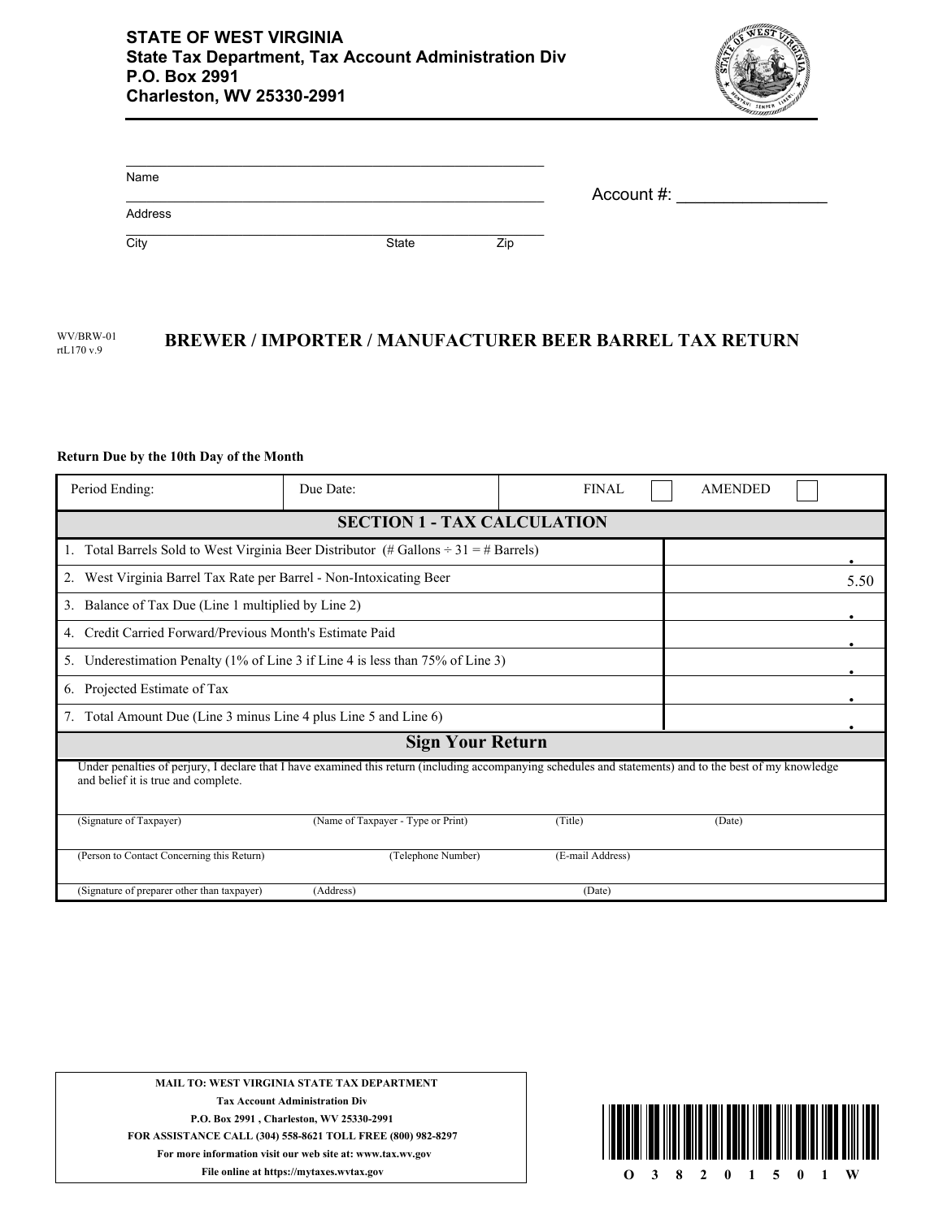**STATE OF WEST VIRGINIA**
**State Tax Department, Tax Account Administration Div**
**P.O. Box 2991**
**Charleston, WV 25330-2991**

Name ______________________________________________

Address ______________________________________________

City ______________________ State __________ Zip __________

Account #: ________________

WV/BRW-01
rtL170 v.9

# BREWER / IMPORTER / MANUFACTURER BEER BARREL TAX RETURN

**Return Due by the 10th Day of the Month**

| Period Ending: | Due Date: | FINAL ☐ | AMENDED ☐ |
|---|---|---|---|

| SECTION 1 - TAX CALCULATION | |
|---|---|
| 1. Total Barrels Sold to West Virginia Beer Distributor (# Gallons ÷ 31 = # Barrels) | . |
| 2. West Virginia Barrel Tax Rate per Barrel - Non-Intoxicating Beer | 5.50 |
| 3. Balance of Tax Due (Line 1 multiplied by Line 2) | . |
| 4. Credit Carried Forward/Previous Month's Estimate Paid | . |
| 5. Underestimation Penalty (1% of Line 3 if Line 4 is less than 75% of Line 3) | . |
| 6. Projected Estimate of Tax | . |
| 7. Total Amount Due (Line 3 minus Line 4 plus Line 5 and Line 6) | . |

## Sign Your Return

Under penalties of perjury, I declare that I have examined this return (including accompanying schedules and statements) and to the best of my knowledge and belief it is true and complete.

| (Signature of Taxpayer) | (Name of Taxpayer - Type or Print) | (Title) | (Date) |
|---|---|---|---|
| (Person to Contact Concerning this Return) | (Telephone Number) | (E-mail Address) | |
| (Signature of preparer other than taxpayer) | (Address) | (Date) | |

**MAIL TO: WEST VIRGINIA STATE TAX DEPARTMENT**
**Tax Account Administration Div**
**P.O. Box 2991 , Charleston, WV 25330-2991**
**FOR ASSISTANCE CALL (304) 558-8621 TOLL FREE (800) 982-8297**
**For more information visit our web site at: www.tax.wv.gov**
**File online at https://mytaxes.wvtax.gov**

O 3 8 2 0 1 5 0 1 W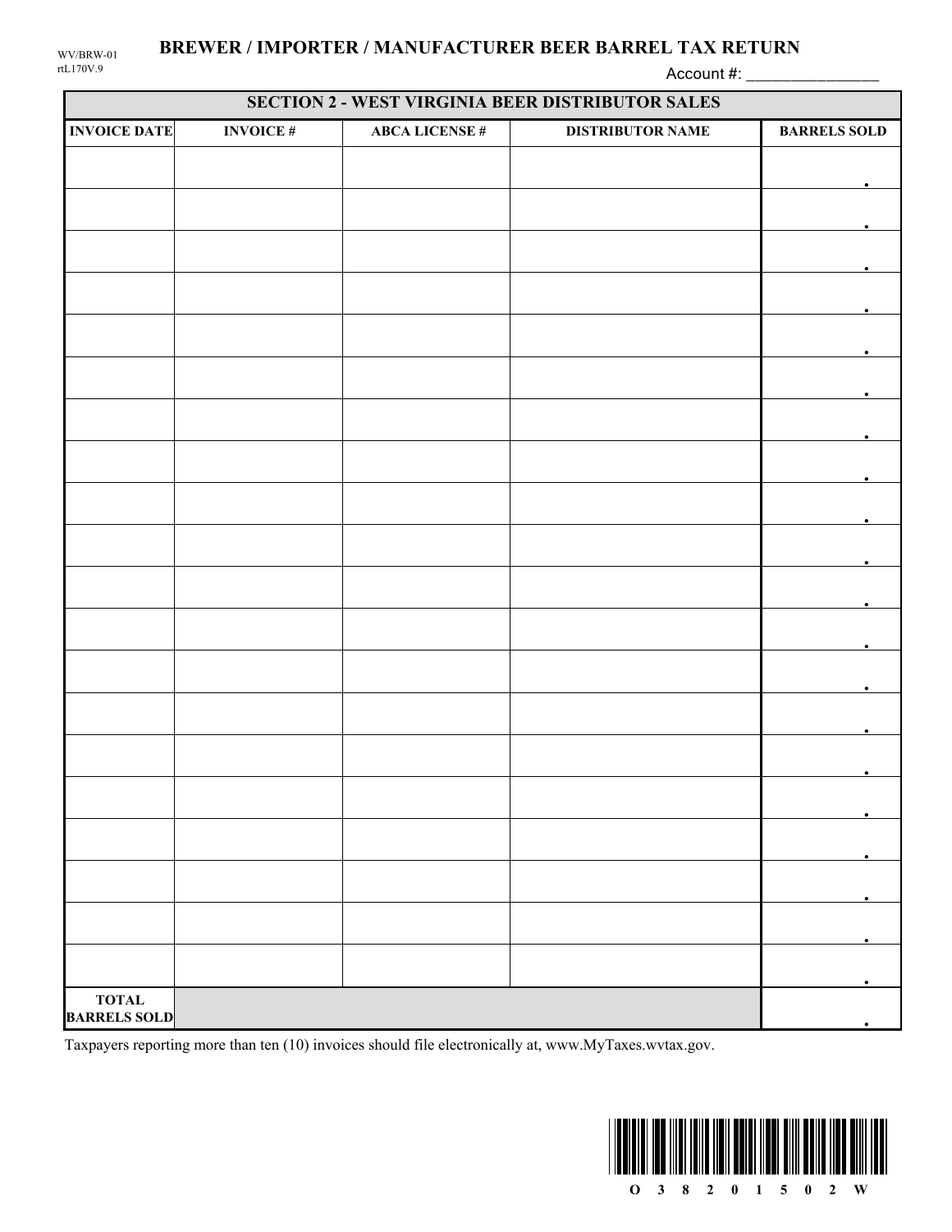WV/BRW-01
rtL170V.9

# BREWER / IMPORTER / MANUFACTURER BEER BARREL TAX RETURN

Account #: ________________

## SECTION 2 - WEST VIRGINIA BEER DISTRIBUTOR SALES

| INVOICE DATE | INVOICE # | ABCA LICENSE # | DISTRIBUTOR NAME | BARRELS SOLD |
|---|---|---|---|---|
| | | | | . |
| | | | | . |
| | | | | . |
| | | | | . |
| | | | | . |
| | | | | . |
| | | | | . |
| | | | | . |
| | | | | . |
| | | | | . |
| | | | | . |
| | | | | . |
| | | | | . |
| | | | | . |
| | | | | . |
| | | | | . |
| | | | | . |
| | | | | . |
| | | | | . |
| | | | | . |
| TOTAL BARRELS SOLD | | | | . |

Taxpayers reporting more than ten (10) invoices should file electronically at, www.MyTaxes.wvtax.gov.

O 3 8 2 0 1 5 0 2 W